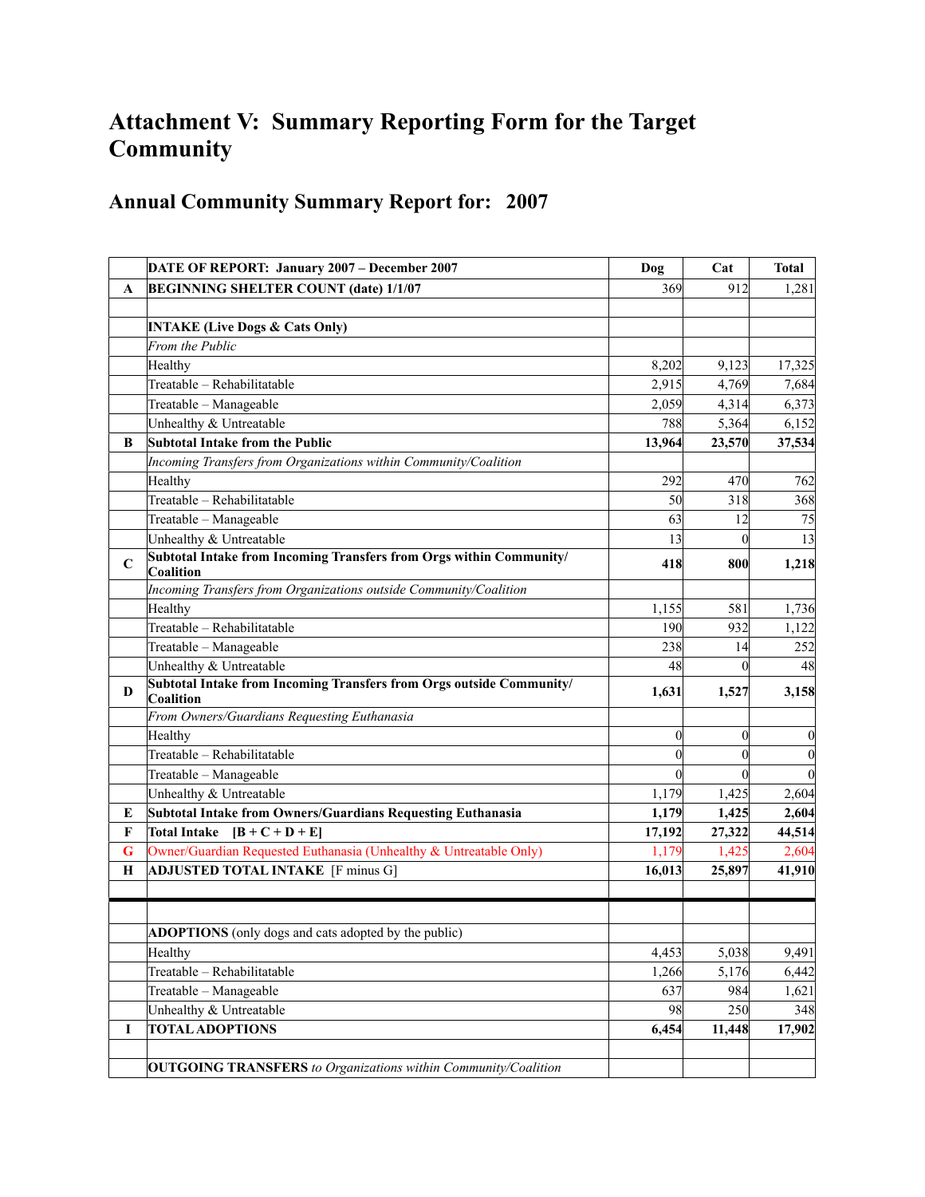# Attachment V: Summary Reporting Form for the Target Community

## Annual Community Summary Report for: 2007

| | DATE OF REPORT: January 2007 – December 2007 | Dog | Cat | Total |
|---|---|---|---|---|
| **A** | **BEGINNING SHELTER COUNT (date) 1/1/07** | 369 | 912 | 1,281 |
| | | | | |
| | **INTAKE (Live Dogs & Cats Only)** | | | |
| | *From the Public* | | | |
| | Healthy | 8,202 | 9,123 | 17,325 |
| | Treatable – Rehabilitatable | 2,915 | 4,769 | 7,684 |
| | Treatable – Manageable | 2,059 | 4,314 | 6,373 |
| | Unhealthy & Untreatable | 788 | 5,364 | 6,152 |
| **B** | **Subtotal Intake from the Public** | **13,964** | **23,570** | **37,534** |
| | *Incoming Transfers from Organizations within Community/Coalition* | | | |
| | Healthy | 292 | 470 | 762 |
| | Treatable – Rehabilitatable | 50 | 318 | 368 |
| | Treatable – Manageable | 63 | 12 | 75 |
| | Unhealthy & Untreatable | 13 | 0 | 13 |
| **C** | **Subtotal Intake from Incoming Transfers from Orgs within Community/ Coalition** | **418** | **800** | **1,218** |
| | *Incoming Transfers from Organizations outside Community/Coalition* | | | |
| | Healthy | 1,155 | 581 | 1,736 |
| | Treatable – Rehabilitatable | 190 | 932 | 1,122 |
| | Treatable – Manageable | 238 | 14 | 252 |
| | Unhealthy & Untreatable | 48 | 0 | 48 |
| **D** | **Subtotal Intake from Incoming Transfers from Orgs outside Community/ Coalition** | **1,631** | **1,527** | **3,158** |
| | *From Owners/Guardians Requesting Euthanasia* | | | |
| | Healthy | 0 | 0 | 0 |
| | Treatable – Rehabilitatable | 0 | 0 | 0 |
| | Treatable – Manageable | 0 | 0 | 0 |
| | Unhealthy & Untreatable | 1,179 | 1,425 | 2,604 |
| **E** | **Subtotal Intake from Owners/Guardians Requesting Euthanasia** | **1,179** | **1,425** | **2,604** |
| **F** | **Total Intake [B + C + D + E]** | **17,192** | **27,322** | **44,514** |
| G | Owner/Guardian Requested Euthanasia (Unhealthy & Untreatable Only) | 1,179 | 1,425 | 2,604 |
| **H** | **ADJUSTED TOTAL INTAKE** [F minus G] | **16,013** | **25,897** | **41,910** |
| | | | | |
| | | | | |
| | **ADOPTIONS** (only dogs and cats adopted by the public) | | | |
| | Healthy | 4,453 | 5,038 | 9,491 |
| | Treatable – Rehabilitatable | 1,266 | 5,176 | 6,442 |
| | Treatable – Manageable | 637 | 984 | 1,621 |
| | Unhealthy & Untreatable | 98 | 250 | 348 |
| **I** | **TOTAL ADOPTIONS** | **6,454** | **11,448** | **17,902** |
| | | | | |
| | **OUTGOING TRANSFERS** *to Organizations within Community/Coalition* | | | |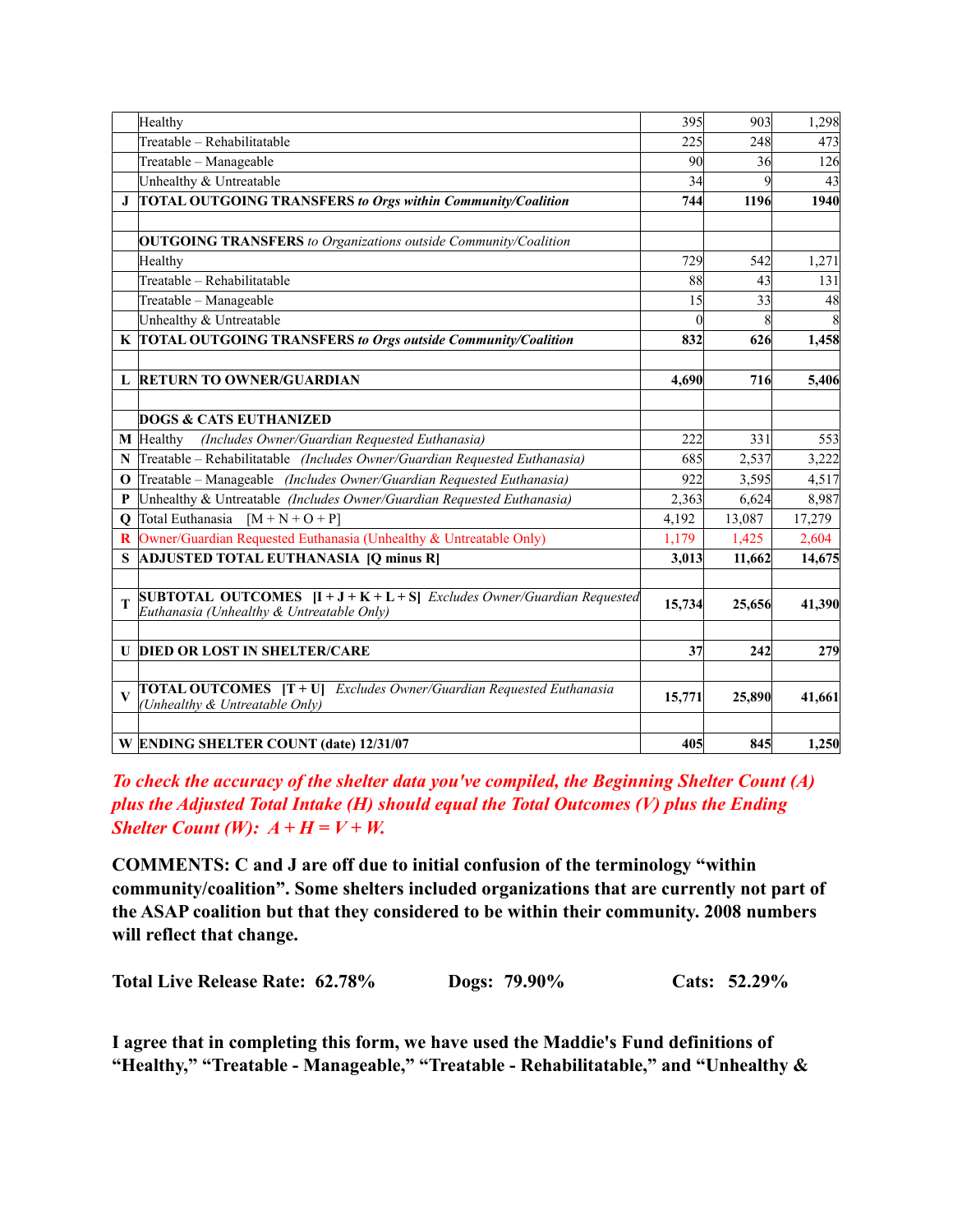| | | | | |
|---|---|---|---|---|
| | Healthy | 395 | 903 | 1,298 |
| | Treatable – Rehabilitatable | 225 | 248 | 473 |
| | Treatable – Manageable | 90 | 36 | 126 |
| | Unhealthy & Untreatable | 34 | 9 | 43 |
| **J** | **TOTAL OUTGOING TRANSFERS *to Orgs within Community/Coalition*** | **744** | **1196** | **1940** |
| | | | | |
| | **OUTGOING TRANSFERS** *to Organizations outside Community/Coalition* | | | |
| | Healthy | 729 | 542 | 1,271 |
| | Treatable – Rehabilitatable | 88 | 43 | 131 |
| | Treatable – Manageable | 15 | 33 | 48 |
| | Unhealthy & Untreatable | 0 | 8 | 8 |
| **K** | **TOTAL OUTGOING TRANSFERS *to Orgs outside Community/Coalition*** | **832** | **626** | **1,458** |
| | | | | |
| **L** | **RETURN TO OWNER/GUARDIAN** | **4,690** | **716** | **5,406** |
| | | | | |
| | **DOGS & CATS EUTHANIZED** | | | |
| **M** | Healthy *(Includes Owner/Guardian Requested Euthanasia)* | 222 | 331 | 553 |
| **N** | Treatable – Rehabilitatable *(Includes Owner/Guardian Requested Euthanasia)* | 685 | 2,537 | 3,222 |
| **O** | Treatable – Manageable *(Includes Owner/Guardian Requested Euthanasia)* | 922 | 3,595 | 4,517 |
| **P** | Unhealthy & Untreatable *(Includes Owner/Guardian Requested Euthanasia)* | 2,363 | 6,624 | 8,987 |
| **Q** | Total Euthanasia [M + N + O + P] | 4,192 | 13,087 | 17,279 |
| **R** | Owner/Guardian Requested Euthanasia (Unhealthy & Untreatable Only) | 1,179 | 1,425 | 2,604 |
| **S** | **ADJUSTED TOTAL EUTHANASIA [Q minus R]** | **3,013** | **11,662** | **14,675** |
| | | | | |
| **T** | **SUBTOTAL OUTCOMES [I + J + K + L + S]** *Excludes Owner/Guardian Requested Euthanasia (Unhealthy & Untreatable Only)* | **15,734** | **25,656** | **41,390** |
| | | | | |
| **U** | **DIED OR LOST IN SHELTER/CARE** | **37** | **242** | **279** |
| | | | | |
| **V** | **TOTAL OUTCOMES [T + U]** *Excludes Owner/Guardian Requested Euthanasia (Unhealthy & Untreatable Only)* | **15,771** | **25,890** | **41,661** |
| | | | | |
| **W** | **ENDING SHELTER COUNT (date) 12/31/07** | **405** | **845** | **1,250** |

***To check the accuracy of the shelter data you've compiled, the Beginning Shelter Count (A) plus the Adjusted Total Intake (H) should equal the Total Outcomes (V) plus the Ending Shelter Count (W): A + H = V + W.***

**COMMENTS: C and J are off due to initial confusion of the terminology "within community/coalition". Some shelters included organizations that are currently not part of the ASAP coalition but that they considered to be within their community. 2008 numbers will reflect that change.**

**Total Live Release Rate: 62.78%** **Dogs: 79.90%** **Cats: 52.29%**

**I agree that in completing this form, we have used the Maddie's Fund definitions of "Healthy," "Treatable - Manageable," "Treatable - Rehabilitatable," and "Unhealthy &**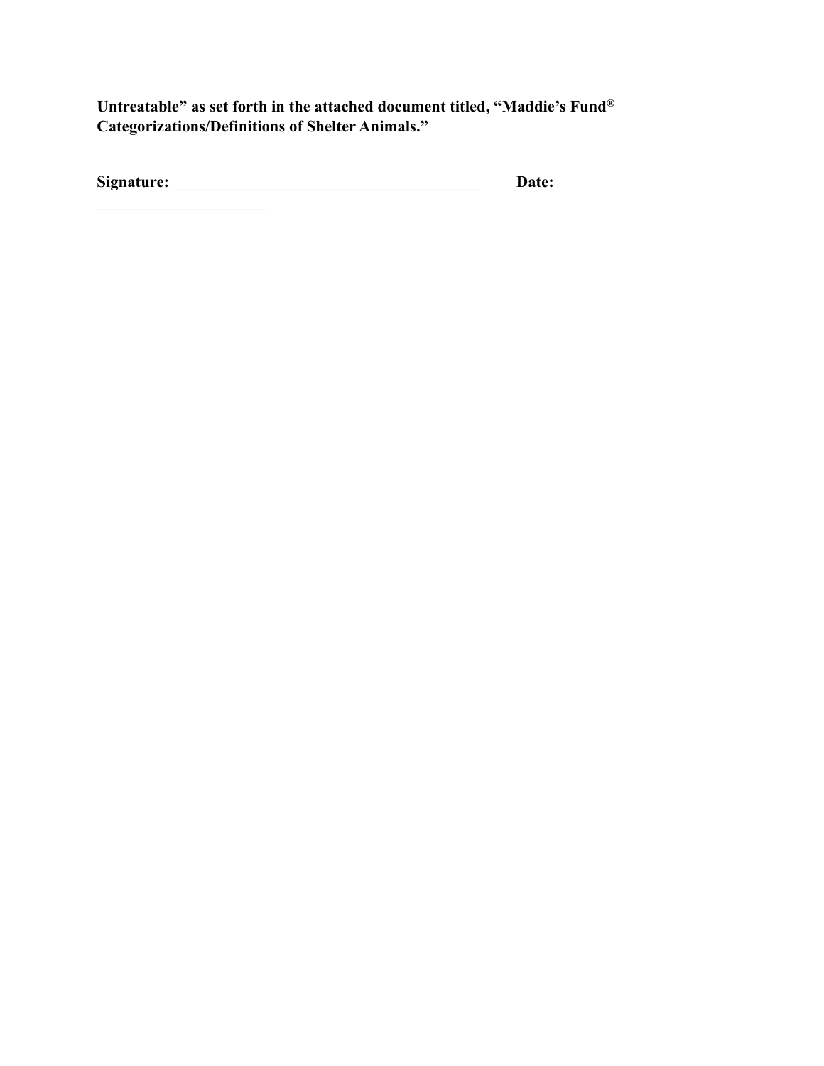**Untreatable" as set forth in the attached document titled, "Maddie's Fund® Categorizations/Definitions of Shelter Animals."**

**Signature:** _______________________________________ **Date:** _____________________